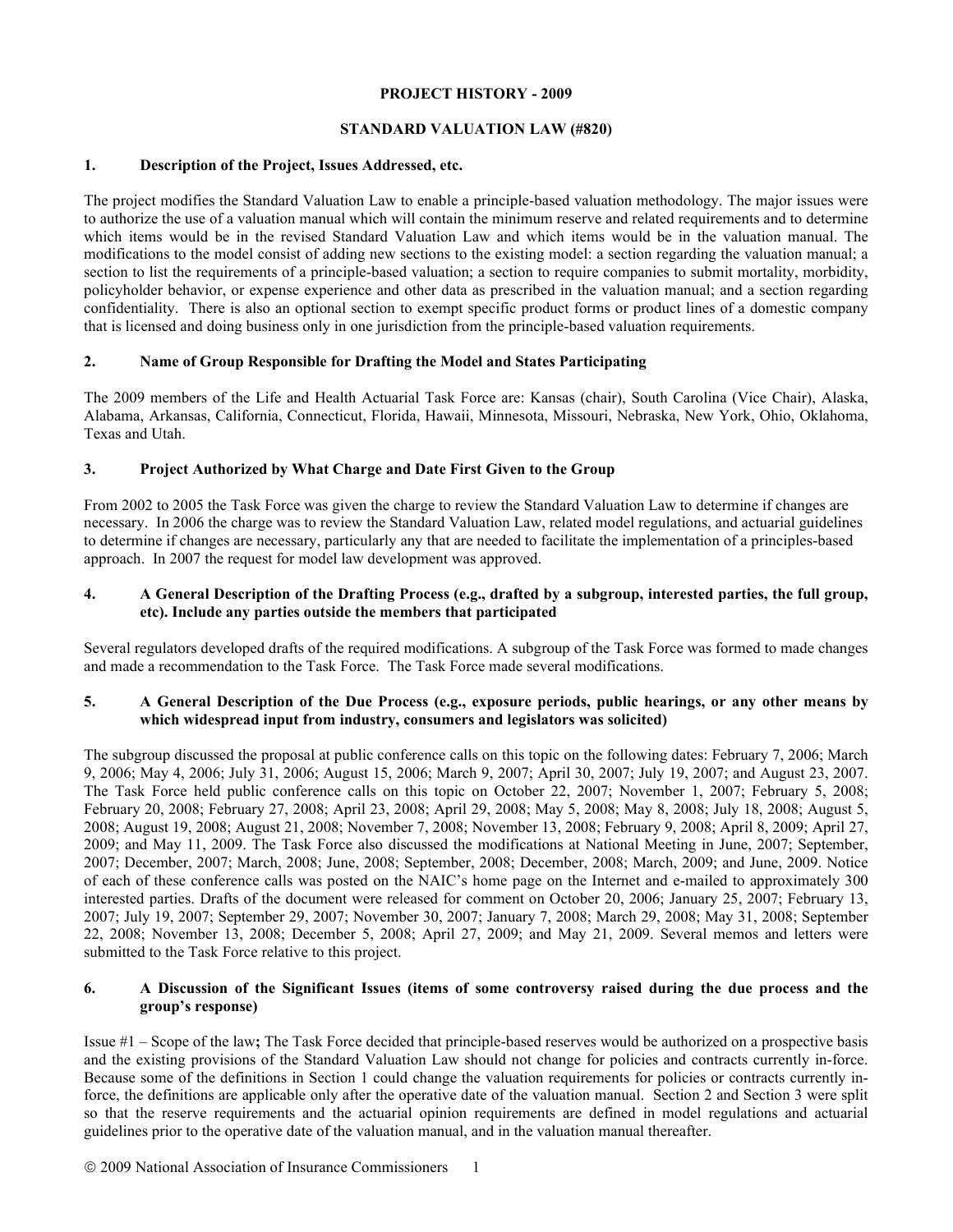**PROJECT HISTORY - 2009**

**STANDARD VALUATION LAW (#820)**

## 1. Description of the Project, Issues Addressed, etc.

The project modifies the Standard Valuation Law to enable a principle-based valuation methodology. The major issues were to authorize the use of a valuation manual which will contain the minimum reserve and related requirements and to determine which items would be in the revised Standard Valuation Law and which items would be in the valuation manual. The modifications to the model consist of adding new sections to the existing model: a section regarding the valuation manual; a section to list the requirements of a principle-based valuation; a section to require companies to submit mortality, morbidity, policyholder behavior, or expense experience and other data as prescribed in the valuation manual; and a section regarding confidentiality. There is also an optional section to exempt specific product forms or product lines of a domestic company that is licensed and doing business only in one jurisdiction from the principle-based valuation requirements.

## 2. Name of Group Responsible for Drafting the Model and States Participating

The 2009 members of the Life and Health Actuarial Task Force are: Kansas (chair), South Carolina (Vice Chair), Alaska, Alabama, Arkansas, California, Connecticut, Florida, Hawaii, Minnesota, Missouri, Nebraska, New York, Ohio, Oklahoma, Texas and Utah.

## 3. Project Authorized by What Charge and Date First Given to the Group

From 2002 to 2005 the Task Force was given the charge to review the Standard Valuation Law to determine if changes are necessary. In 2006 the charge was to review the Standard Valuation Law, related model regulations, and actuarial guidelines to determine if changes are necessary, particularly any that are needed to facilitate the implementation of a principles-based approach. In 2007 the request for model law development was approved.

## 4. A General Description of the Drafting Process (e.g., drafted by a subgroup, interested parties, the full group, etc). Include any parties outside the members that participated

Several regulators developed drafts of the required modifications. A subgroup of the Task Force was formed to made changes and made a recommendation to the Task Force. The Task Force made several modifications.

## 5. A General Description of the Due Process (e.g., exposure periods, public hearings, or any other means by which widespread input from industry, consumers and legislators was solicited)

The subgroup discussed the proposal at public conference calls on this topic on the following dates: February 7, 2006; March 9, 2006; May 4, 2006; July 31, 2006; August 15, 2006; March 9, 2007; April 30, 2007; July 19, 2007; and August 23, 2007. The Task Force held public conference calls on this topic on October 22, 2007; November 1, 2007; February 5, 2008; February 20, 2008; February 27, 2008; April 23, 2008; April 29, 2008; May 5, 2008; May 8, 2008; July 18, 2008; August 5, 2008; August 19, 2008; August 21, 2008; November 7, 2008; November 13, 2008; February 9, 2008; April 8, 2009; April 27, 2009; and May 11, 2009. The Task Force also discussed the modifications at National Meeting in June, 2007; September, 2007; December, 2007; March, 2008; June, 2008; September, 2008; December, 2008; March, 2009; and June, 2009. Notice of each of these conference calls was posted on the NAIC's home page on the Internet and e-mailed to approximately 300 interested parties. Drafts of the document were released for comment on October 20, 2006; January 25, 2007; February 13, 2007; July 19, 2007; September 29, 2007; November 30, 2007; January 7, 2008; March 29, 2008; May 31, 2008; September 22, 2008; November 13, 2008; December 5, 2008; April 27, 2009; and May 21, 2009. Several memos and letters were submitted to the Task Force relative to this project.

## 6. A Discussion of the Significant Issues (items of some controversy raised during the due process and the group's response)

Issue #1 – Scope of the law**;** The Task Force decided that principle-based reserves would be authorized on a prospective basis and the existing provisions of the Standard Valuation Law should not change for policies and contracts currently in-force. Because some of the definitions in Section 1 could change the valuation requirements for policies or contracts currently in-force, the definitions are applicable only after the operative date of the valuation manual. Section 2 and Section 3 were split so that the reserve requirements and the actuarial opinion requirements are defined in model regulations and actuarial guidelines prior to the operative date of the valuation manual, and in the valuation manual thereafter.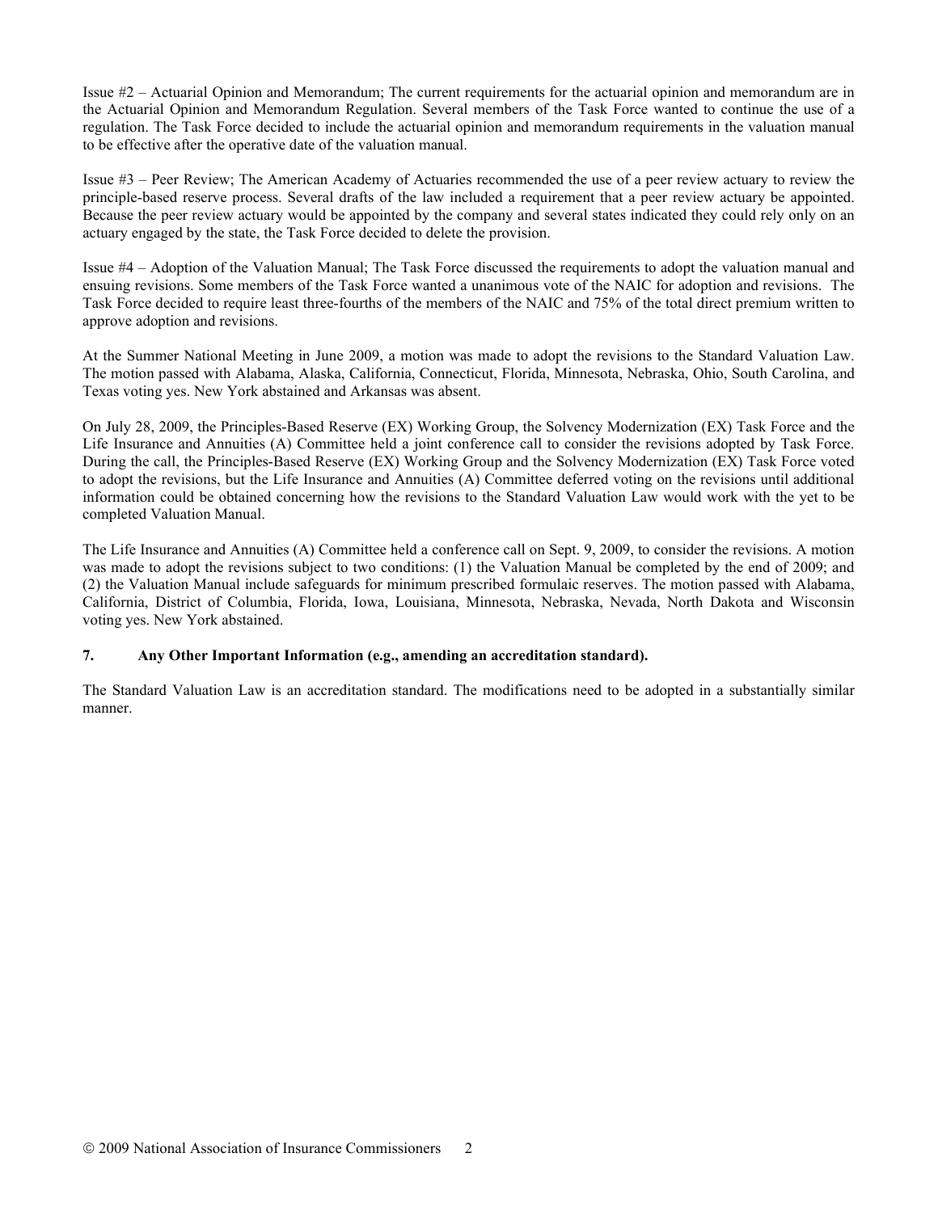Issue #2 – Actuarial Opinion and Memorandum; The current requirements for the actuarial opinion and memorandum are in the Actuarial Opinion and Memorandum Regulation. Several members of the Task Force wanted to continue the use of a regulation. The Task Force decided to include the actuarial opinion and memorandum requirements in the valuation manual to be effective after the operative date of the valuation manual.

Issue #3 – Peer Review; The American Academy of Actuaries recommended the use of a peer review actuary to review the principle-based reserve process. Several drafts of the law included a requirement that a peer review actuary be appointed. Because the peer review actuary would be appointed by the company and several states indicated they could rely only on an actuary engaged by the state, the Task Force decided to delete the provision.

Issue #4 – Adoption of the Valuation Manual; The Task Force discussed the requirements to adopt the valuation manual and ensuing revisions. Some members of the Task Force wanted a unanimous vote of the NAIC for adoption and revisions. The Task Force decided to require least three-fourths of the members of the NAIC and 75% of the total direct premium written to approve adoption and revisions.

At the Summer National Meeting in June 2009, a motion was made to adopt the revisions to the Standard Valuation Law. The motion passed with Alabama, Alaska, California, Connecticut, Florida, Minnesota, Nebraska, Ohio, South Carolina, and Texas voting yes. New York abstained and Arkansas was absent.

On July 28, 2009, the Principles-Based Reserve (EX) Working Group, the Solvency Modernization (EX) Task Force and the Life Insurance and Annuities (A) Committee held a joint conference call to consider the revisions adopted by Task Force. During the call, the Principles-Based Reserve (EX) Working Group and the Solvency Modernization (EX) Task Force voted to adopt the revisions, but the Life Insurance and Annuities (A) Committee deferred voting on the revisions until additional information could be obtained concerning how the revisions to the Standard Valuation Law would work with the yet to be completed Valuation Manual.

The Life Insurance and Annuities (A) Committee held a conference call on Sept. 9, 2009, to consider the revisions. A motion was made to adopt the revisions subject to two conditions: (1) the Valuation Manual be completed by the end of 2009; and (2) the Valuation Manual include safeguards for minimum prescribed formulaic reserves. The motion passed with Alabama, California, District of Columbia, Florida, Iowa, Louisiana, Minnesota, Nebraska, Nevada, North Dakota and Wisconsin voting yes. New York abstained.

**7. Any Other Important Information (e.g., amending an accreditation standard).**

The Standard Valuation Law is an accreditation standard. The modifications need to be adopted in a substantially similar manner.

© 2009 National Association of Insurance Commissioners